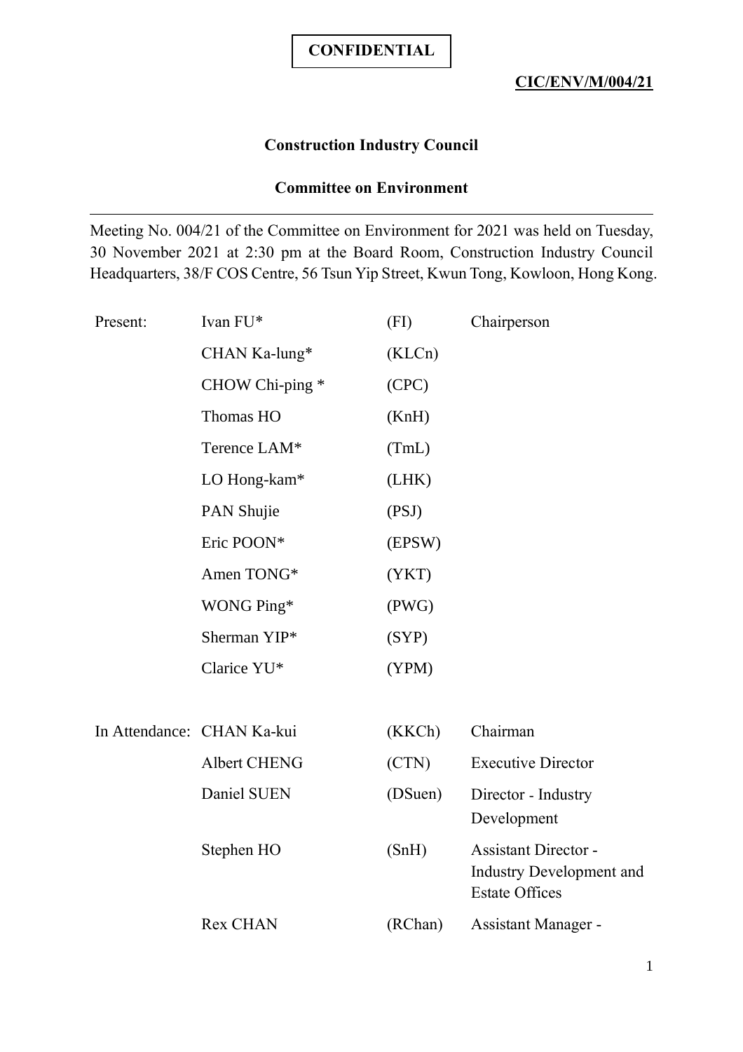**CONFIDENTIAL**

**CIC/ENV/M/004/21**

**Construction Industry Council**

**Committee on Environment**

---

Meeting No. 004/21 of the Committee on Environment for 2021 was held on Tuesday, 30 November 2021 at 2:30 pm at the Board Room, Construction Industry Council Headquarters, 38/F COS Centre, 56 Tsun Yip Street, Kwun Tong, Kowloon, Hong Kong.

| | | | |
|---|---|---|---|
| Present: | Ivan FU* | (FI) | Chairperson |
| | CHAN Ka-lung* | (KLCn) | |
| | CHOW Chi-ping * | (CPC) | |
| | Thomas HO | (KnH) | |
| | Terence LAM* | (TmL) | |
| | LO Hong-kam* | (LHK) | |
| | PAN Shujie | (PSJ) | |
| | Eric POON* | (EPSW) | |
| | Amen TONG* | (YKT) | |
| | WONG Ping* | (PWG) | |
| | Sherman YIP* | (SYP) | |
| | Clarice YU* | (YPM) | |
| | | | |
| In Attendance: | CHAN Ka-kui | (KKCh) | Chairman |
| | Albert CHENG | (CTN) | Executive Director |
| | Daniel SUEN | (DSuen) | Director - Industry Development |
| | Stephen HO | (SnH) | Assistant Director - Industry Development and Estate Offices |
| | Rex CHAN | (RChan) | Assistant Manager - |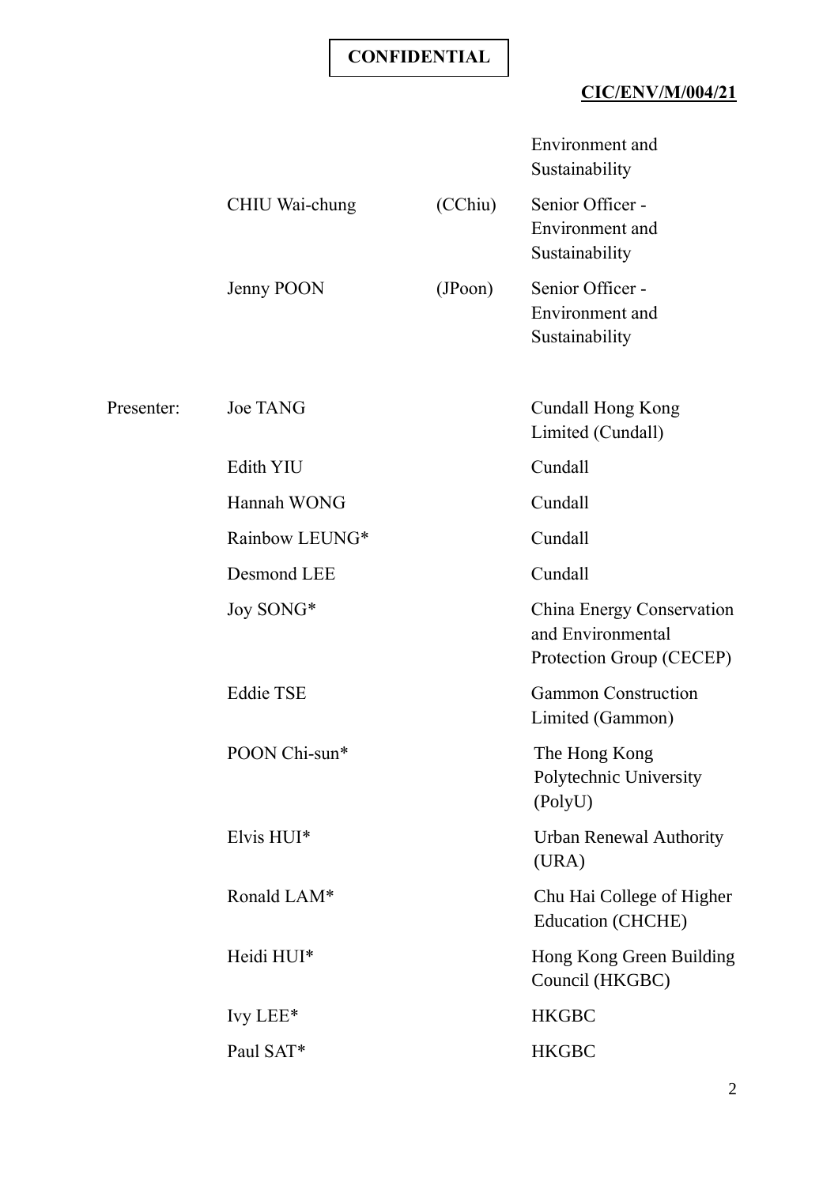**CONFIDENTIAL**

**CIC/ENV/M/004/21**

| | | | |
|---|---|---|---|
| | | | Environment and Sustainability |
| | CHIU Wai-chung | (CChiu) | Senior Officer - Environment and Sustainability |
| | Jenny POON | (JPoon) | Senior Officer - Environment and Sustainability |
| Presenter: | Joe TANG | | Cundall Hong Kong Limited (Cundall) |
| | Edith YIU | | Cundall |
| | Hannah WONG | | Cundall |
| | Rainbow LEUNG* | | Cundall |
| | Desmond LEE | | Cundall |
| | Joy SONG* | | China Energy Conservation and Environmental Protection Group (CECEP) |
| | Eddie TSE | | Gammon Construction Limited (Gammon) |
| | POON Chi-sun* | | The Hong Kong Polytechnic University (PolyU) |
| | Elvis HUI* | | Urban Renewal Authority (URA) |
| | Ronald LAM* | | Chu Hai College of Higher Education (CHCHE) |
| | Heidi HUI* | | Hong Kong Green Building Council (HKGBC) |
| | Ivy LEE* | | HKGBC |
| | Paul SAT* | | HKGBC |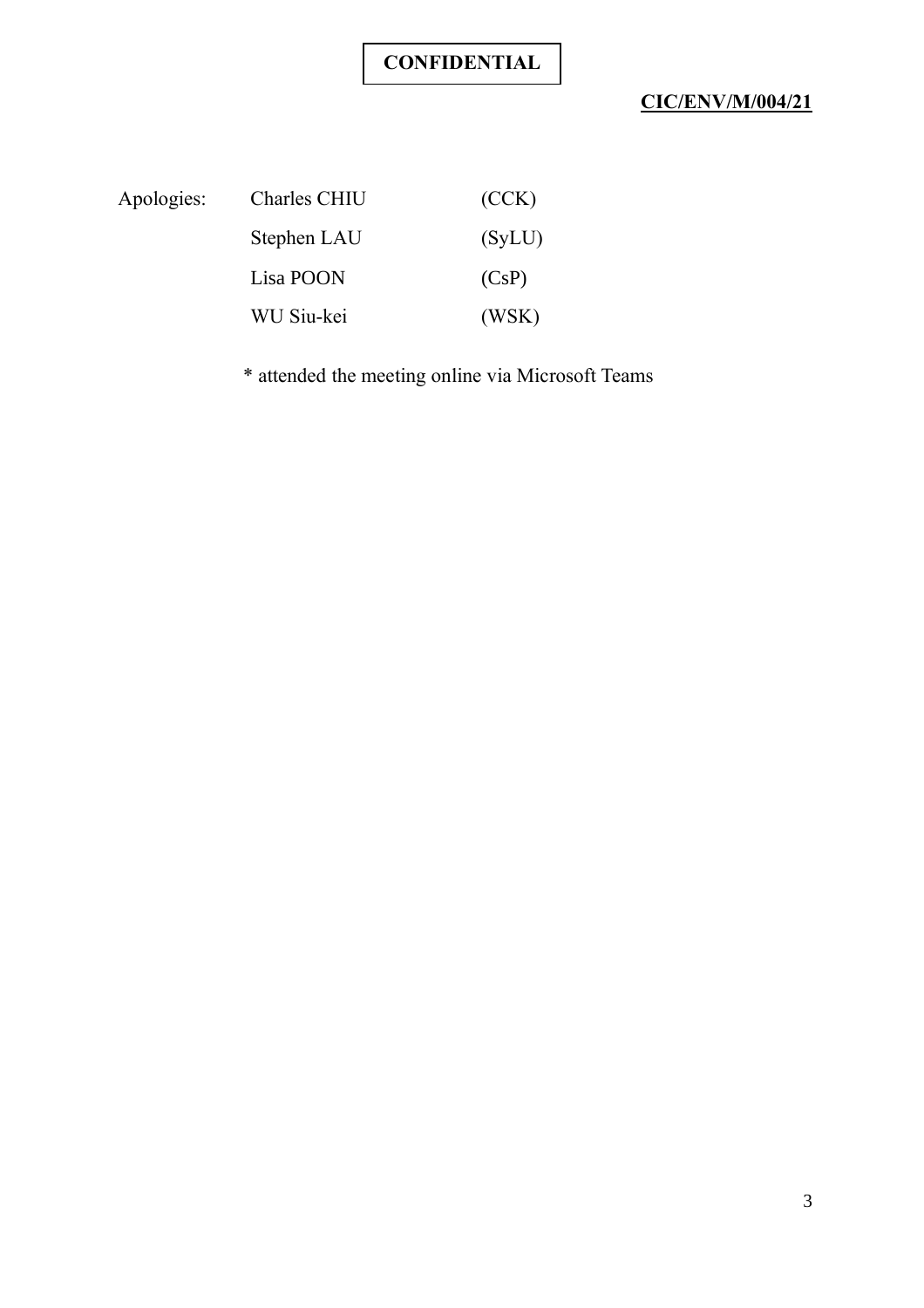**CONFIDENTIAL**

**CIC/ENV/M/004/21**

| Apologies: | Charles CHIU | (CCK) |
|---|---|---|
| | Stephen LAU | (SyLU) |
| | Lisa POON | (CsP) |
| | WU Siu-kei | (WSK) |

* attended the meeting online via Microsoft Teams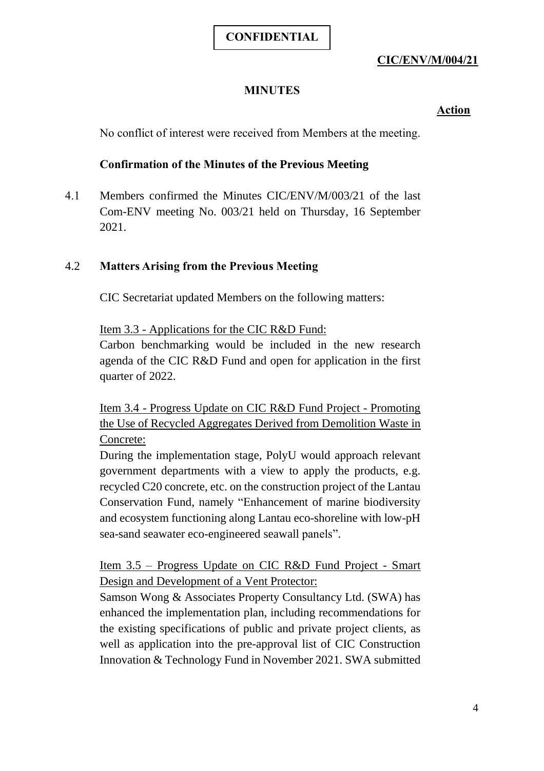**CONFIDENTIAL**

**CIC/ENV/M/004/21**

**MINUTES**

**Action**

No conflict of interest were received from Members at the meeting.

**Confirmation of the Minutes of the Previous Meeting**

4.1 Members confirmed the Minutes CIC/ENV/M/003/21 of the last Com-ENV meeting No. 003/21 held on Thursday, 16 September 2021.

4.2 **Matters Arising from the Previous Meeting**

CIC Secretariat updated Members on the following matters:

Item 3.3 - Applications for the CIC R&D Fund:
Carbon benchmarking would be included in the new research agenda of the CIC R&D Fund and open for application in the first quarter of 2022.

Item 3.4 - Progress Update on CIC R&D Fund Project - Promoting the Use of Recycled Aggregates Derived from Demolition Waste in Concrete:
During the implementation stage, PolyU would approach relevant government departments with a view to apply the products, e.g. recycled C20 concrete, etc. on the construction project of the Lantau Conservation Fund, namely "Enhancement of marine biodiversity and ecosystem functioning along Lantau eco-shoreline with low-pH sea-sand seawater eco-engineered seawall panels".

Item 3.5 – Progress Update on CIC R&D Fund Project - Smart Design and Development of a Vent Protector:
Samson Wong & Associates Property Consultancy Ltd. (SWA) has enhanced the implementation plan, including recommendations for the existing specifications of public and private project clients, as well as application into the pre-approval list of CIC Construction Innovation & Technology Fund in November 2021. SWA submitted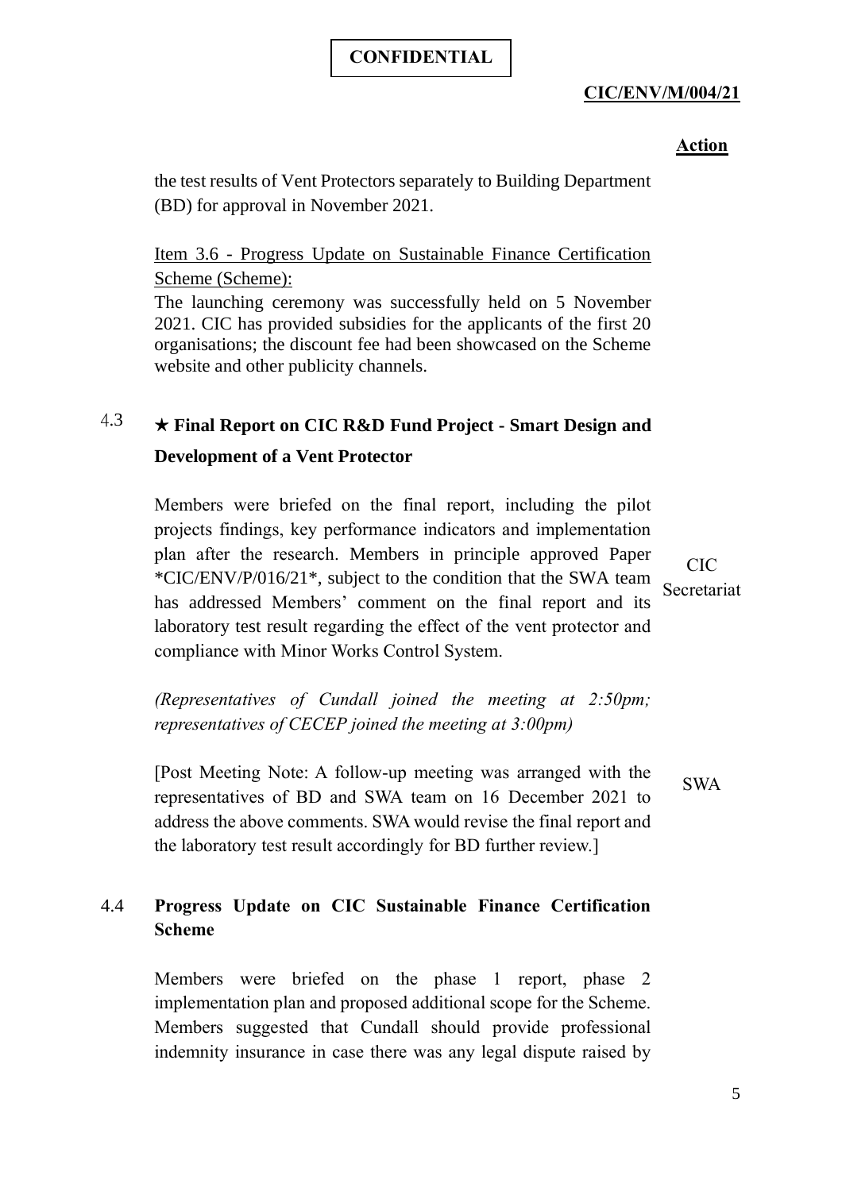**Action**

the test results of Vent Protectors separately to Building Department (BD) for approval in November 2021.

Item 3.6 - Progress Update on Sustainable Finance Certification Scheme (Scheme):

The launching ceremony was successfully held on 5 November 2021. CIC has provided subsidies for the applicants of the first 20 organisations; the discount fee had been showcased on the Scheme website and other publicity channels.

### 4.3 ★ Final Report on CIC R&D Fund Project - Smart Design and Development of a Vent Protector

Members were briefed on the final report, including the pilot projects findings, key performance indicators and implementation plan after the research. Members in principle approved Paper *CIC/ENV/P/016/21*, subject to the condition that the SWA team has addressed Members' comment on the final report and its laboratory test result regarding the effect of the vent protector and compliance with Minor Works Control System. — **CIC Secretariat**

*(Representatives of Cundall joined the meeting at 2:50pm; representatives of CECEP joined the meeting at 3:00pm)*

[Post Meeting Note: A follow-up meeting was arranged with the representatives of BD and SWA team on 16 December 2021 to address the above comments. SWA would revise the final report and the laboratory test result accordingly for BD further review.] — **SWA**

### 4.4 Progress Update on CIC Sustainable Finance Certification Scheme

Members were briefed on the phase 1 report, phase 2 implementation plan and proposed additional scope for the Scheme. Members suggested that Cundall should provide professional indemnity insurance in case there was any legal dispute raised by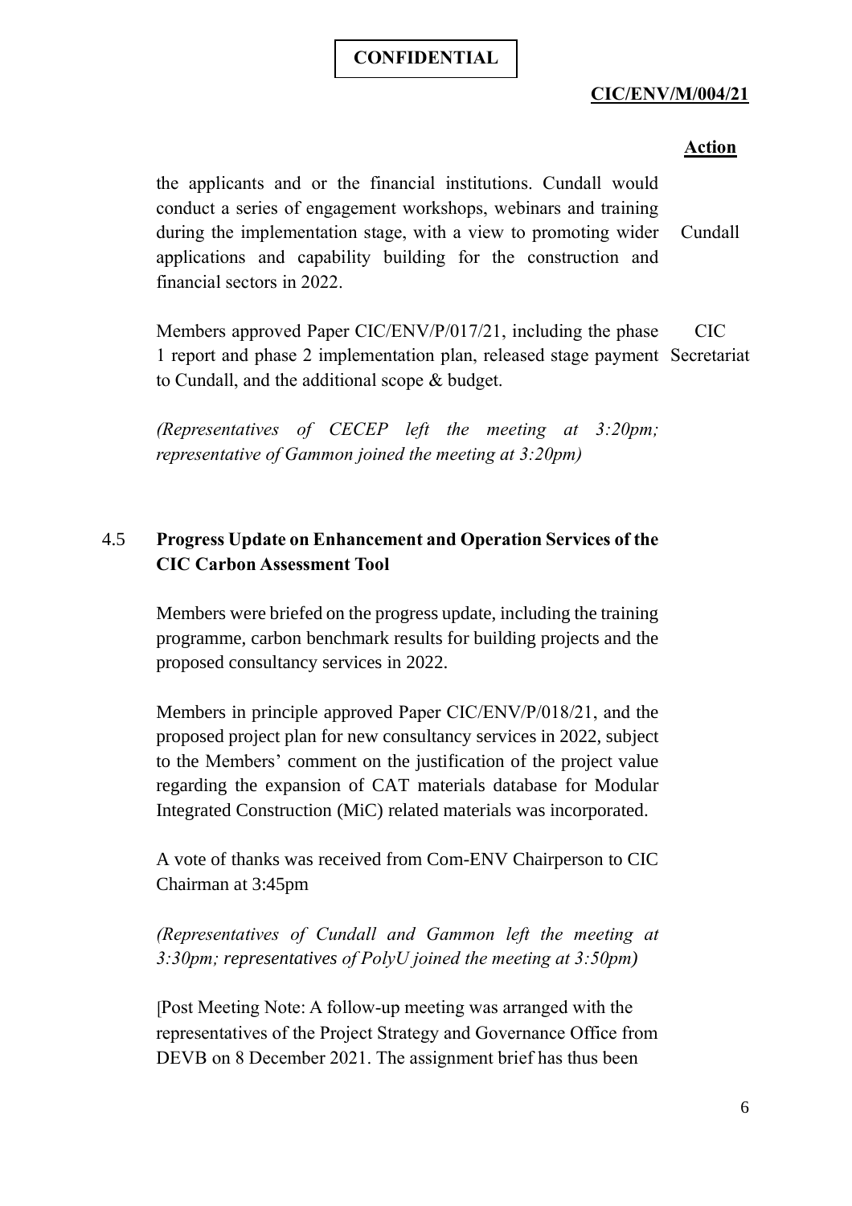**CONFIDENTIAL**

**CIC/ENV/M/004/21**

| | **Action** |
|---|---|
| the applicants and or the financial institutions. Cundall would conduct a series of engagement workshops, webinars and training during the implementation stage, with a view to promoting wider applications and capability building for the construction and financial sectors in 2022. | Cundall |
| Members approved Paper CIC/ENV/P/017/21, including the phase 1 report and phase 2 implementation plan, released stage payment to Cundall, and the additional scope & budget. | CIC Secretariat |

*(Representatives of CECEP left the meeting at 3:20pm; representative of Gammon joined the meeting at 3:20pm)*

### 4.5 Progress Update on Enhancement and Operation Services of the CIC Carbon Assessment Tool

Members were briefed on the progress update, including the training programme, carbon benchmark results for building projects and the proposed consultancy services in 2022.

Members in principle approved Paper CIC/ENV/P/018/21, and the proposed project plan for new consultancy services in 2022, subject to the Members' comment on the justification of the project value regarding the expansion of CAT materials database for Modular Integrated Construction (MiC) related materials was incorporated.

A vote of thanks was received from Com-ENV Chairperson to CIC Chairman at 3:45pm

*(Representatives of Cundall and Gammon left the meeting at 3:30pm; representatives of PolyU joined the meeting at 3:50pm)*

[Post Meeting Note: A follow-up meeting was arranged with the representatives of the Project Strategy and Governance Office from DEVB on 8 December 2021. The assignment brief has thus been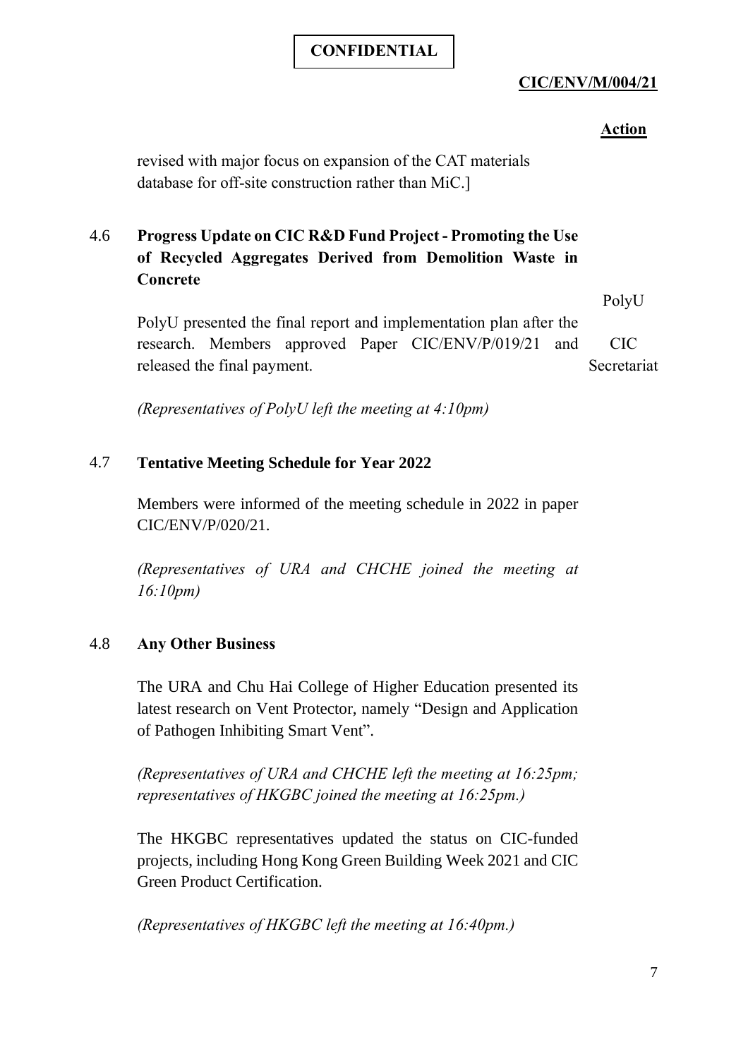**CONFIDENTIAL**

**CIC/ENV/M/004/21**

**Action**

revised with major focus on expansion of the CAT materials database for off-site construction rather than MiC.]

4.6 **Progress Update on CIC R&D Fund Project - Promoting the Use of Recycled Aggregates Derived from Demolition Waste in Concrete**

PolyU presented the final report and implementation plan after the research. Members approved Paper CIC/ENV/P/019/21 and released the final payment. — PolyU / CIC Secretariat

*(Representatives of PolyU left the meeting at 4:10pm)*

4.7 **Tentative Meeting Schedule for Year 2022**

Members were informed of the meeting schedule in 2022 in paper CIC/ENV/P/020/21.

*(Representatives of URA and CHCHE joined the meeting at 16:10pm)*

4.8 **Any Other Business**

The URA and Chu Hai College of Higher Education presented its latest research on Vent Protector, namely "Design and Application of Pathogen Inhibiting Smart Vent".

*(Representatives of URA and CHCHE left the meeting at 16:25pm; representatives of HKGBC joined the meeting at 16:25pm.)*

The HKGBC representatives updated the status on CIC-funded projects, including Hong Kong Green Building Week 2021 and CIC Green Product Certification.

*(Representatives of HKGBC left the meeting at 16:40pm.)*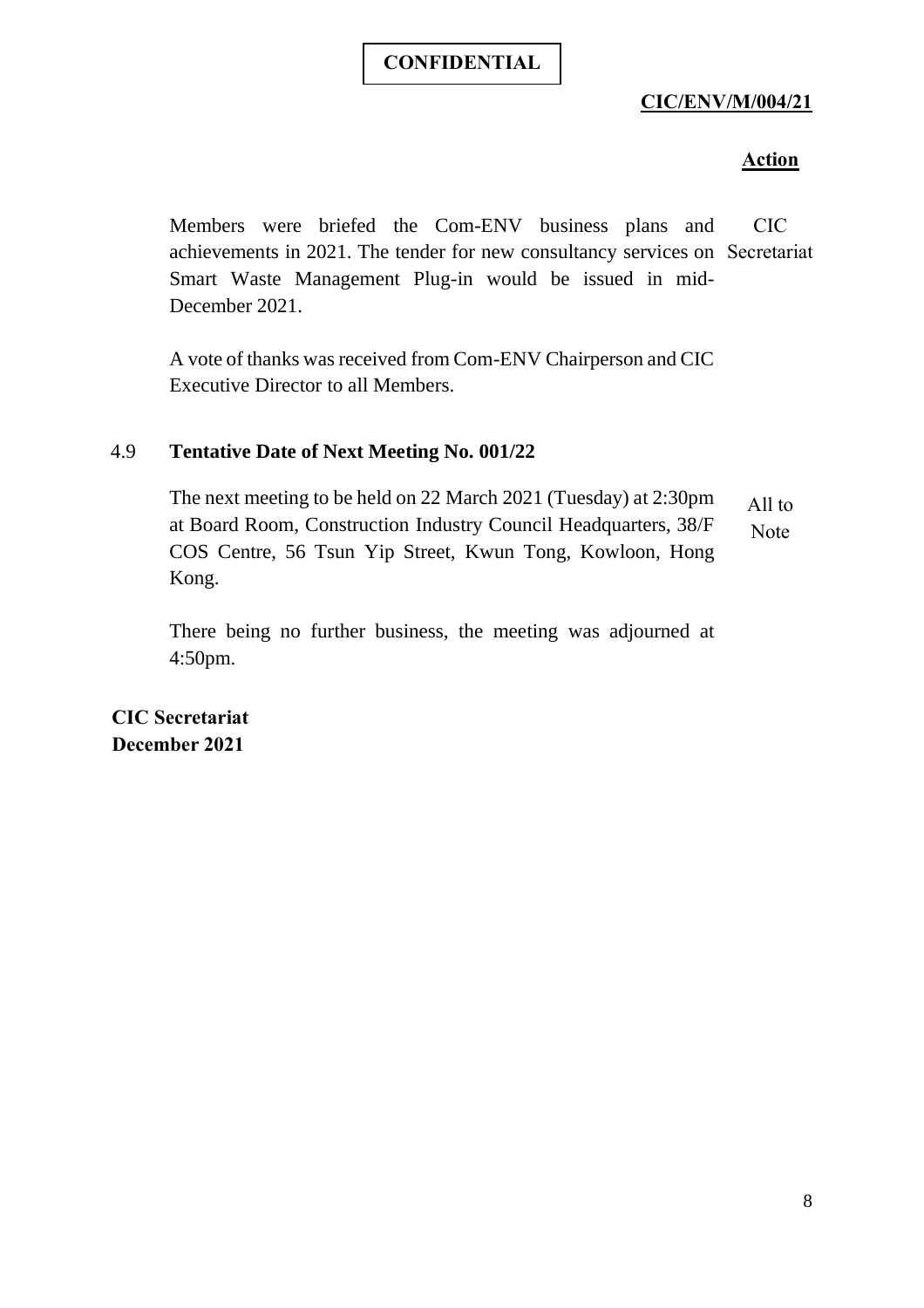**CONFIDENTIAL**

**CIC/ENV/M/004/21**

| | **Action** |
|---|---|
| Members were briefed the Com-ENV business plans and achievements in 2021. The tender for new consultancy services on Smart Waste Management Plug-in would be issued in mid-December 2021. | CIC Secretariat |
| A vote of thanks was received from Com-ENV Chairperson and CIC Executive Director to all Members. | |

### 4.9 Tentative Date of Next Meeting No. 001/22

| | |
|---|---|
| The next meeting to be held on 22 March 2021 (Tuesday) at 2:30pm at Board Room, Construction Industry Council Headquarters, 38/F COS Centre, 56 Tsun Yip Street, Kwun Tong, Kowloon, Hong Kong. | All to Note |

There being no further business, the meeting was adjourned at 4:50pm.

**CIC Secretariat**
**December 2021**